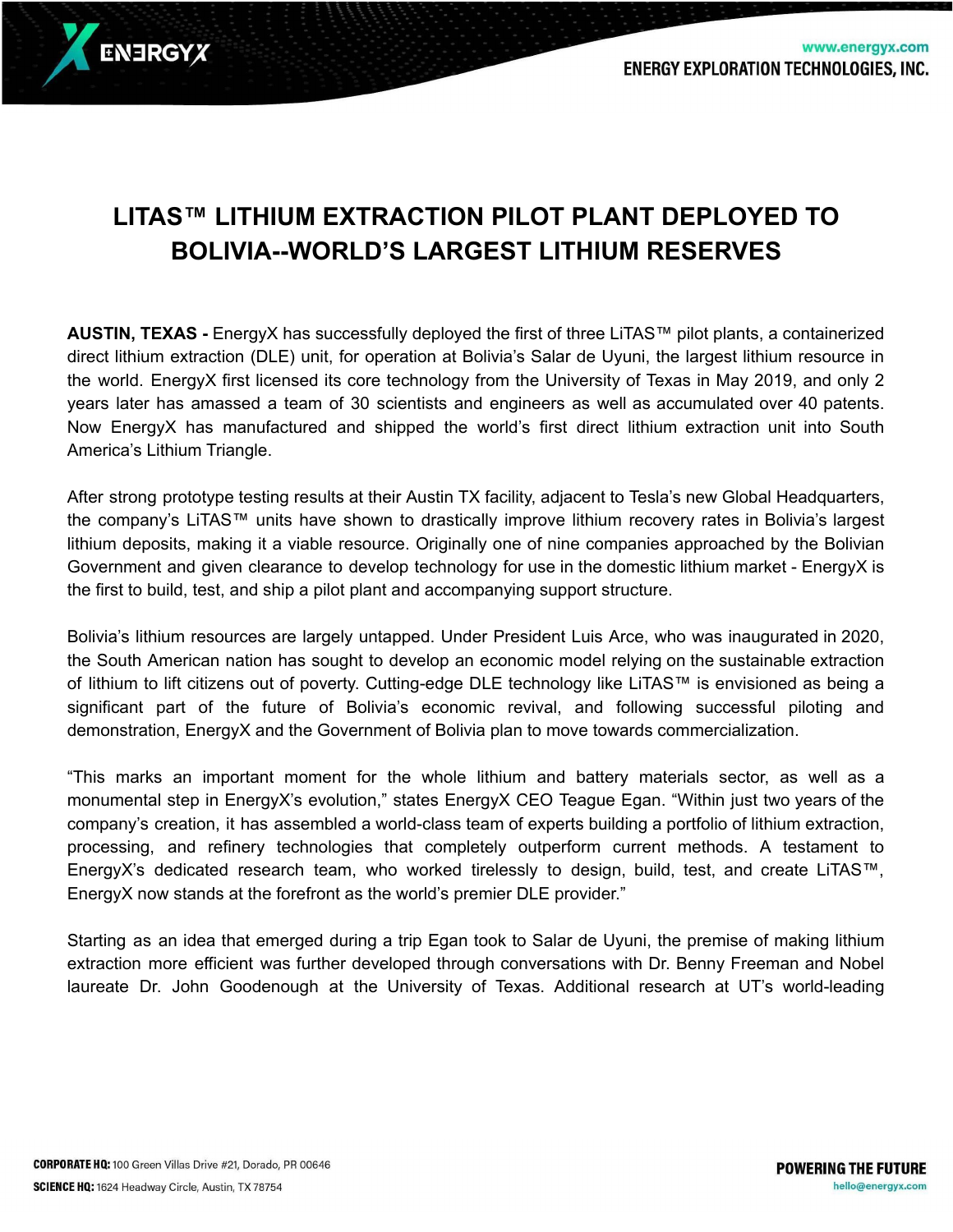# LITAS™ LITHIUM EXTRACTION PILOT PLANT DEPLOYED TO BOLIVIA--WORLD'S LARGEST LITHIUM RESERVES

**AUSTIN, TEXAS -** EnergyX has successfully deployed the first of three LiTAS™ pilot plants, a containerized direct lithium extraction (DLE) unit, for operation at Bolivia's Salar de Uyuni, the largest lithium resource in the world. EnergyX first licensed its core technology from the University of Texas in May 2019, and only 2 years later has amassed a team of 30 scientists and engineers as well as accumulated over 40 patents. Now EnergyX has manufactured and shipped the world's first direct lithium extraction unit into South America's Lithium Triangle.

After strong prototype testing results at their Austin TX facility, adjacent to Tesla's new Global Headquarters, the company's LiTAS™ units have shown to drastically improve lithium recovery rates in Bolivia's largest lithium deposits, making it a viable resource. Originally one of nine companies approached by the Bolivian Government and given clearance to develop technology for use in the domestic lithium market - EnergyX is the first to build, test, and ship a pilot plant and accompanying support structure.

Bolivia's lithium resources are largely untapped. Under President Luis Arce, who was inaugurated in 2020, the South American nation has sought to develop an economic model relying on the sustainable extraction of lithium to lift citizens out of poverty. Cutting-edge DLE technology like LiTAS™ is envisioned as being a significant part of the future of Bolivia's economic revival, and following successful piloting and demonstration, EnergyX and the Government of Bolivia plan to move towards commercialization.

"This marks an important moment for the whole lithium and battery materials sector, as well as a monumental step in EnergyX's evolution," states EnergyX CEO Teague Egan. "Within just two years of the company's creation, it has assembled a world-class team of experts building a portfolio of lithium extraction, processing, and refinery technologies that completely outperform current methods. A testament to EnergyX's dedicated research team, who worked tirelessly to design, build, test, and create LiTAS™, EnergyX now stands at the forefront as the world's premier DLE provider."

Starting as an idea that emerged during a trip Egan took to Salar de Uyuni, the premise of making lithium extraction more efficient was further developed through conversations with Dr. Benny Freeman and Nobel laureate Dr. John Goodenough at the University of Texas. Additional research at UT's world-leading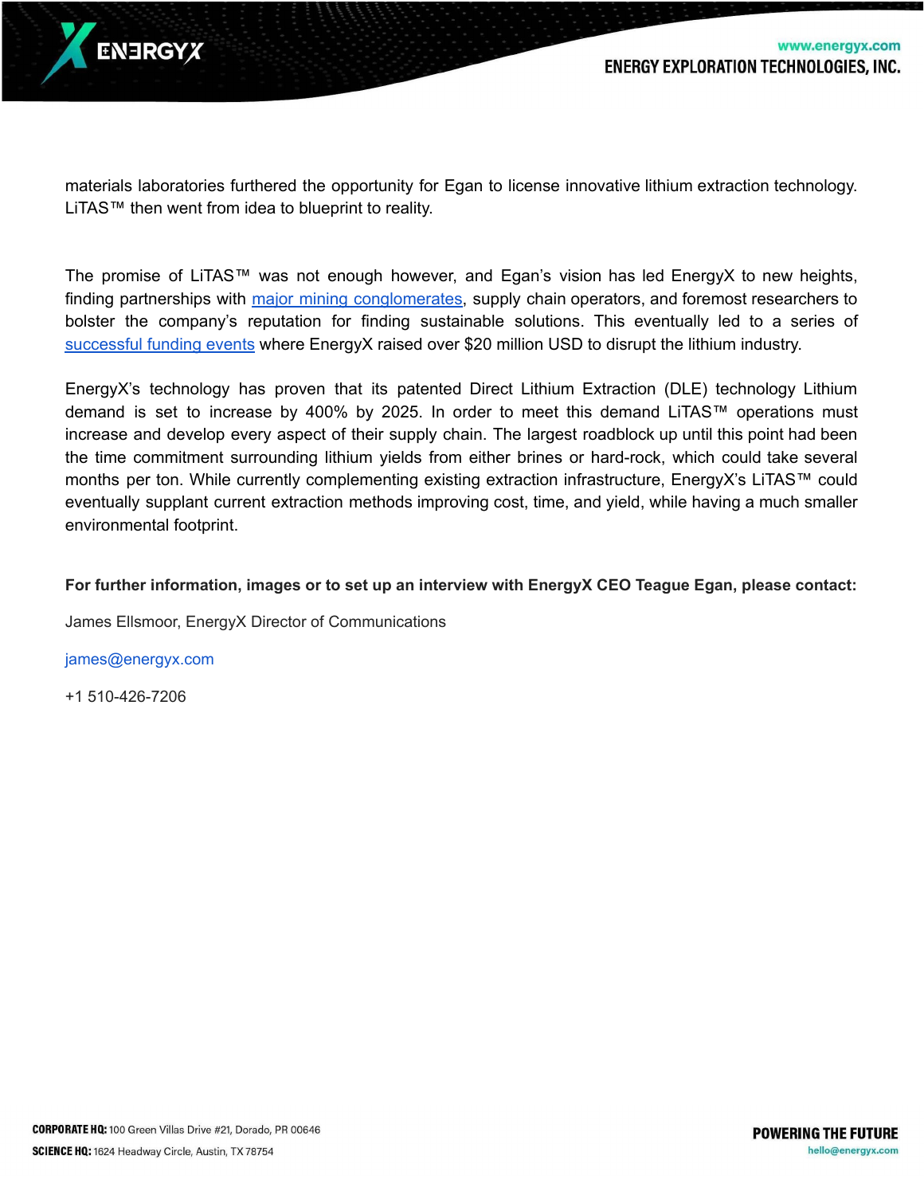materials laboratories furthered the opportunity for Egan to license innovative lithium extraction technology. LiTAS™ then went from idea to blueprint to reality.

The promise of LiTAS™ was not enough however, and Egan's vision has led EnergyX to new heights, finding partnerships with major mining conglomerates, supply chain operators, and foremost researchers to bolster the company's reputation for finding sustainable solutions. This eventually led to a series of successful funding events where EnergyX raised over $20 million USD to disrupt the lithium industry.

EnergyX's technology has proven that its patented Direct Lithium Extraction (DLE) technology Lithium demand is set to increase by 400% by 2025. In order to meet this demand LiTAS™ operations must increase and develop every aspect of their supply chain. The largest roadblock up until this point had been the time commitment surrounding lithium yields from either brines or hard-rock, which could take several months per ton. While currently complementing existing extraction infrastructure, EnergyX's LiTAS™ could eventually supplant current extraction methods improving cost, time, and yield, while having a much smaller environmental footprint.

**For further information, images or to set up an interview with EnergyX CEO Teague Egan, please contact:**

James Ellsmoor, EnergyX Director of Communications

james@energyx.com

+1 510-426-7206